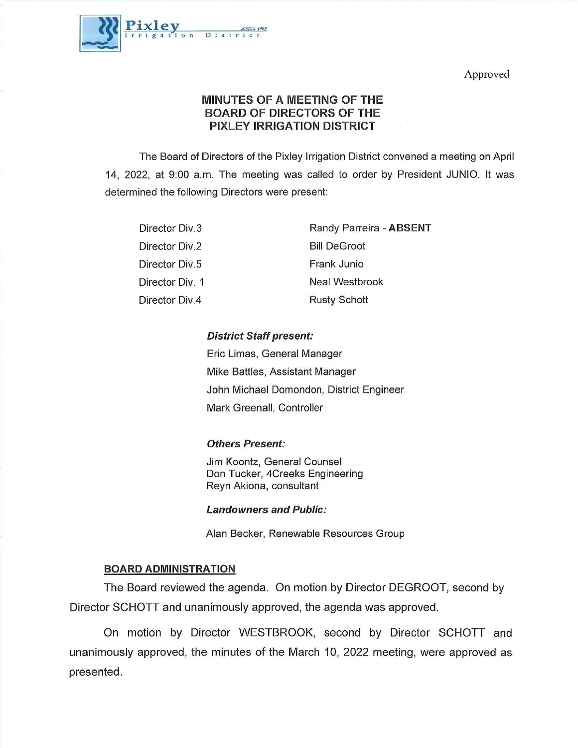Pixley Irrigation District — SINCE 1958

Approved

# MINUTES OF A MEETING OF THE BOARD OF DIRECTORS OF THE PIXLEY IRRIGATION DISTRICT

The Board of Directors of the Pixley Irrigation District convened a meeting on April 14, 2022, at 9:00 a.m. The meeting was called to order by President JUNIO. It was determined the following Directors were present:

| | |
|---|---|
| Director Div.3 | Randy Parreira - **ABSENT** |
| Director Div.2 | Bill DeGroot |
| Director Div.5 | Frank Junio |
| Director Div. 1 | Neal Westbrook |
| Director Div.4 | Rusty Schott |

***District Staff present:***

Eric Limas, General Manager
Mike Battles, Assistant Manager
John Michael Domondon, District Engineer
Mark Greenall, Controller

***Others Present:***

Jim Koontz, General Counsel
Don Tucker, 4Creeks Engineering
Reyn Akiona, consultant

***Landowners and Public:***

Alan Becker, Renewable Resources Group

## BOARD ADMINISTRATION

The Board reviewed the agenda. On motion by Director DEGROOT, second by Director SCHOTT and unanimously approved, the agenda was approved.

On motion by Director WESTBROOK, second by Director SCHOTT and unanimously approved, the minutes of the March 10, 2022 meeting, were approved as presented.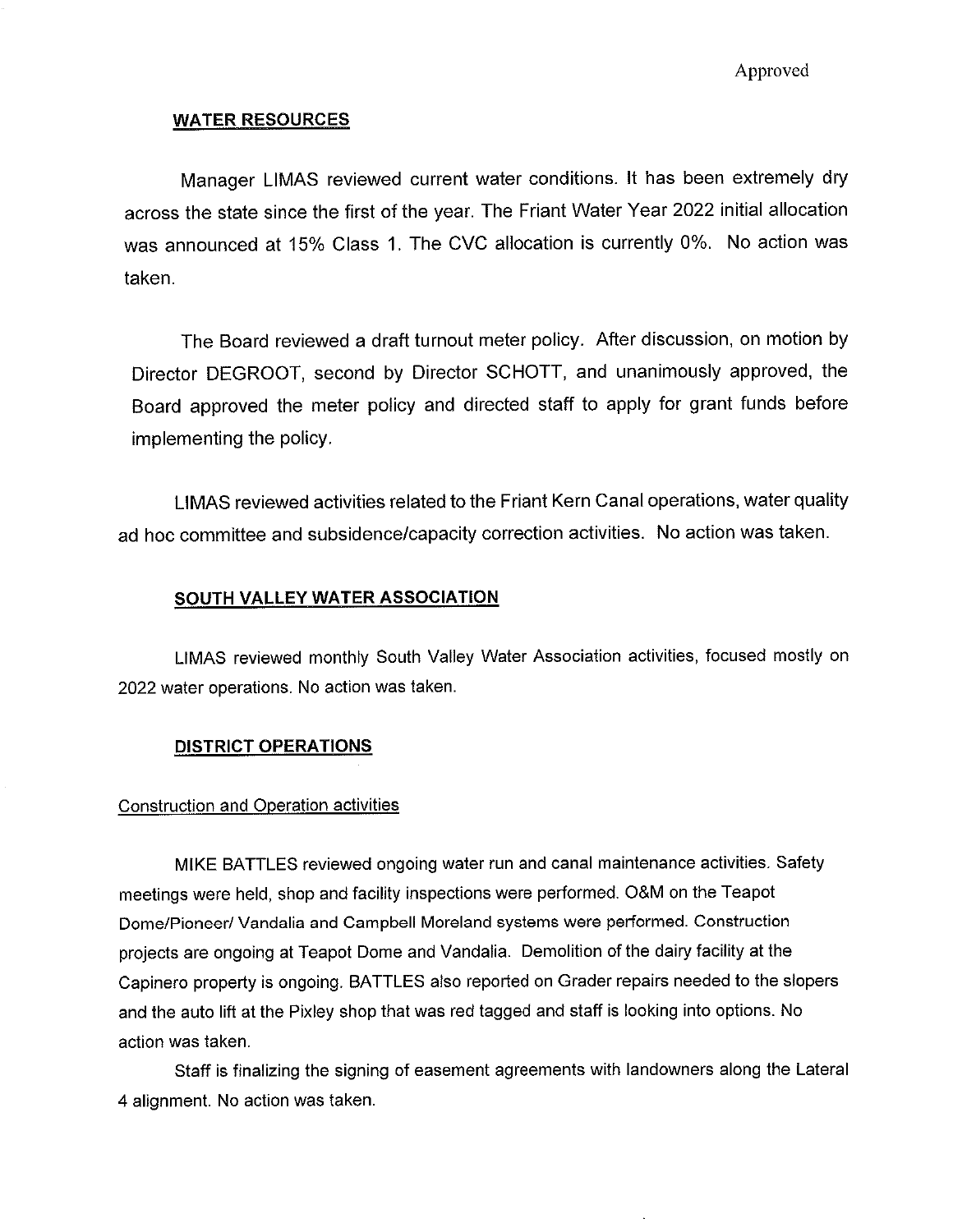Approved

## WATER RESOURCES

Manager LIMAS reviewed current water conditions. It has been extremely dry across the state since the first of the year. The Friant Water Year 2022 initial allocation was announced at 15% Class 1. The CVC allocation is currently 0%. No action was taken.

The Board reviewed a draft turnout meter policy. After discussion, on motion by Director DEGROOT, second by Director SCHOTT, and unanimously approved, the Board approved the meter policy and directed staff to apply for grant funds before implementing the policy.

LIMAS reviewed activities related to the Friant Kern Canal operations, water quality ad hoc committee and subsidence/capacity correction activities. No action was taken.

## SOUTH VALLEY WATER ASSOCIATION

LIMAS reviewed monthly South Valley Water Association activities, focused mostly on 2022 water operations. No action was taken.

## DISTRICT OPERATIONS

### Construction and Operation activities

MIKE BATTLES reviewed ongoing water run and canal maintenance activities. Safety meetings were held, shop and facility inspections were performed. O&M on the Teapot Dome/Pioneer/ Vandalia and Campbell Moreland systems were performed. Construction projects are ongoing at Teapot Dome and Vandalia. Demolition of the dairy facility at the Capinero property is ongoing. BATTLES also reported on Grader repairs needed to the slopers and the auto lift at the Pixley shop that was red tagged and staff is looking into options. No action was taken.

Staff is finalizing the signing of easement agreements with landowners along the Lateral 4 alignment. No action was taken.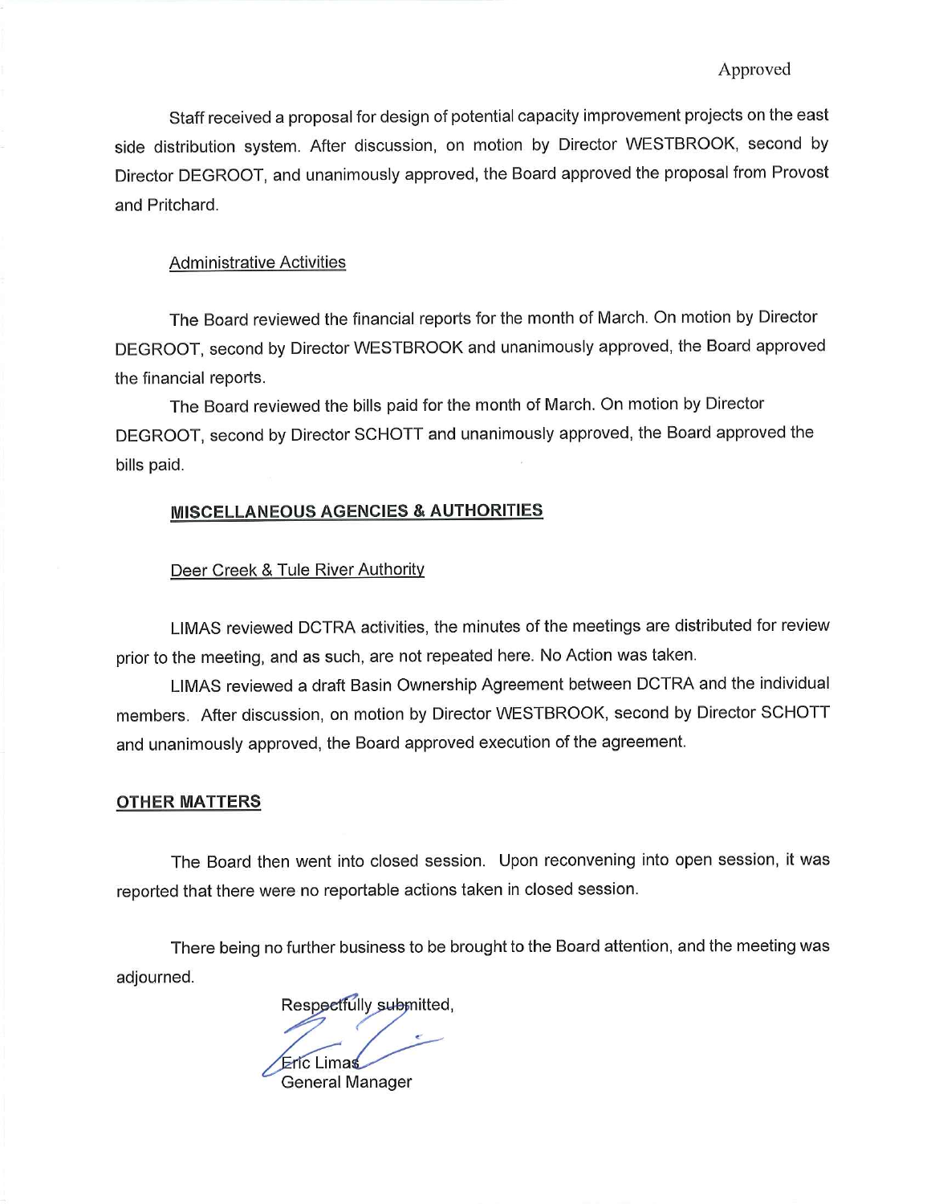Approved

Staff received a proposal for design of potential capacity improvement projects on the east side distribution system. After discussion, on motion by Director WESTBROOK, second by Director DEGROOT, and unanimously approved, the Board approved the proposal from Provost and Pritchard.

Administrative Activities

The Board reviewed the financial reports for the month of March. On motion by Director DEGROOT, second by Director WESTBROOK and unanimously approved, the Board approved the financial reports.

The Board reviewed the bills paid for the month of March. On motion by Director DEGROOT, second by Director SCHOTT and unanimously approved, the Board approved the bills paid.

**MISCELLANEOUS AGENCIES & AUTHORITIES**

Deer Creek & Tule River Authority

LIMAS reviewed DCTRA activities, the minutes of the meetings are distributed for review prior to the meeting, and as such, are not repeated here. No Action was taken.

LIMAS reviewed a draft Basin Ownership Agreement between DCTRA and the individual members. After discussion, on motion by Director WESTBROOK, second by Director SCHOTT and unanimously approved, the Board approved execution of the agreement.

**OTHER MATTERS**

The Board then went into closed session. Upon reconvening into open session, it was reported that there were no reportable actions taken in closed session.

There being no further business to be brought to the Board attention, and the meeting was adjourned.

Respectfully submitted,

Eric Limas
General Manager